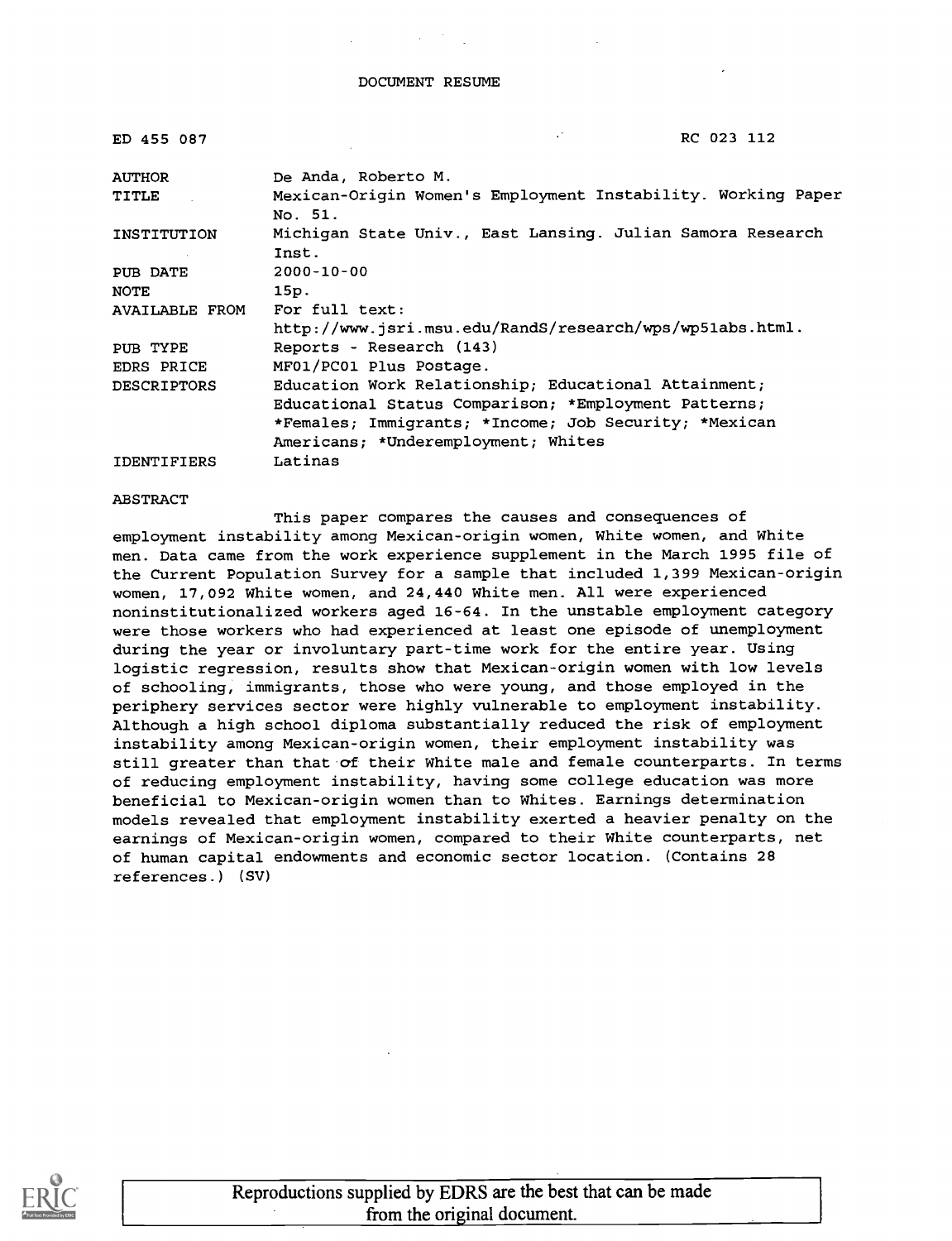DOCUMENT RESUME

| | | |
|---|---|---|
| ED 455 087 | | RC 023 112 |
| AUTHOR | De Anda, Roberto M. | |
| TITLE | Mexican-Origin Women's Employment Instability. Working Paper No. 51. | |
| INSTITUTION | Michigan State Univ., East Lansing. Julian Samora Research Inst. | |
| PUB DATE | 2000-10-00 | |
| NOTE | 15p. | |
| AVAILABLE FROM | For full text: http://www.jsri.msu.edu/RandS/research/wps/wp51abs.html. | |
| PUB TYPE | Reports - Research (143) | |
| EDRS PRICE | MF01/PC01 Plus Postage. | |
| DESCRIPTORS | Education Work Relationship; Educational Attainment; Educational Status Comparison; *Employment Patterns; *Females; Immigrants; *Income; Job Security; *Mexican Americans; *Underemployment; Whites | |
| IDENTIFIERS | Latinas | |

ABSTRACT

This paper compares the causes and consequences of employment instability among Mexican-origin women, White women, and White men. Data came from the work experience supplement in the March 1995 file of the Current Population Survey for a sample that included 1,399 Mexican-origin women, 17,092 White women, and 24,440 White men. All were experienced noninstitutionalized workers aged 16-64. In the unstable employment category were those workers who had experienced at least one episode of unemployment during the year or involuntary part-time work for the entire year. Using logistic regression, results show that Mexican-origin women with low levels of schooling, immigrants, those who were young, and those employed in the periphery services sector were highly vulnerable to employment instability. Although a high school diploma substantially reduced the risk of employment instability among Mexican-origin women, their employment instability was still greater than that of their White male and female counterparts. In terms of reducing employment instability, having some college education was more beneficial to Mexican-origin women than to Whites. Earnings determination models revealed that employment instability exerted a heavier penalty on the earnings of Mexican-origin women, compared to their White counterparts, net of human capital endowments and economic sector location. (Contains 28 references.) (SV)

Reproductions supplied by EDRS are the best that can be made from the original document.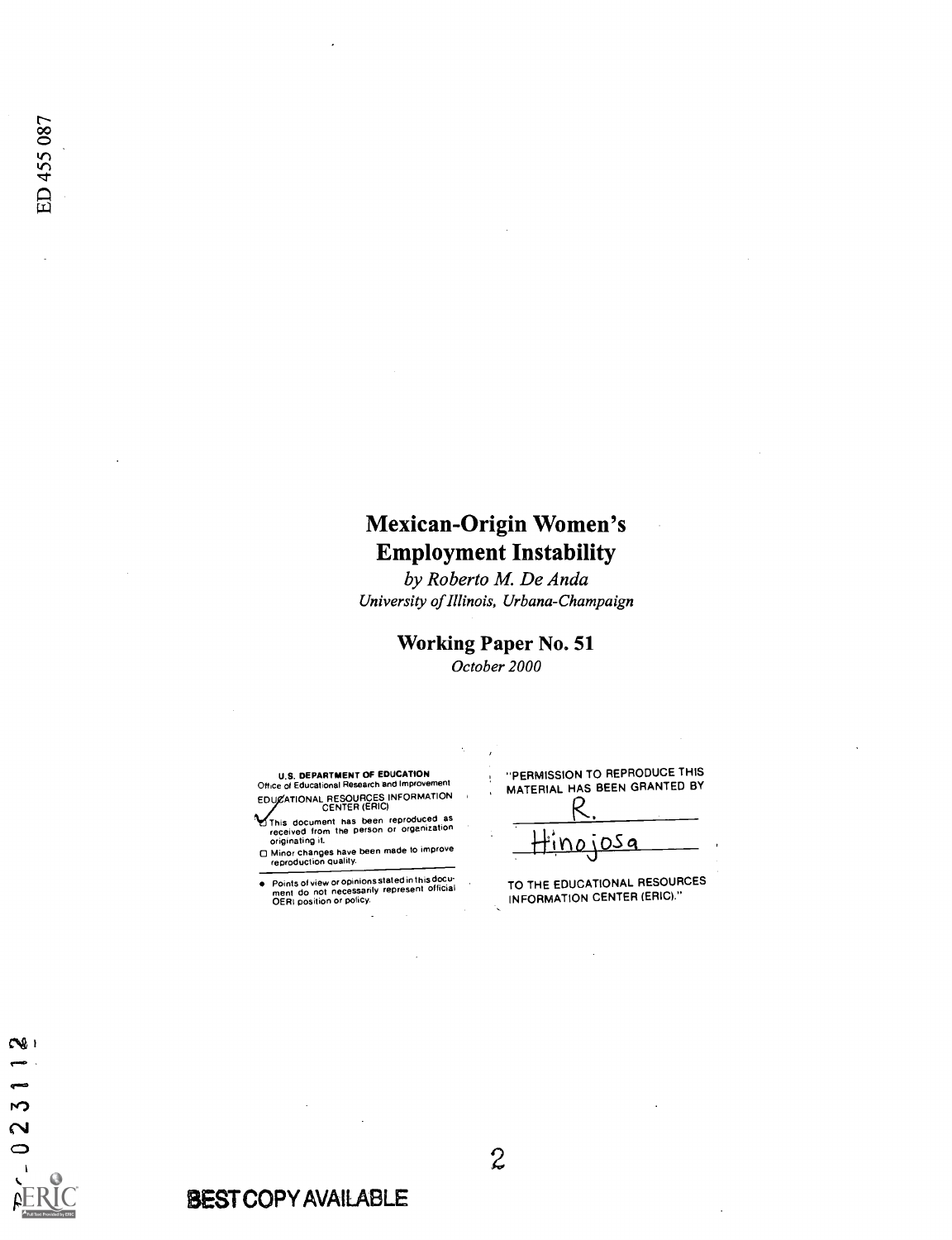ED 455 087

# Mexican-Origin Women's Employment Instability

*by Roberto M. De Anda*
*University of Illinois, Urbana-Champaign*

## Working Paper No. 51

*October 2000*

**U.S. DEPARTMENT OF EDUCATION**
Office of Educational Research and Improvement
EDUCATIONAL RESOURCES INFORMATION CENTER (ERIC)

- ☑ This document has been reproduced as received from the person or organization originating it.
- ☐ Minor changes have been made to improve reproduction quality.

- Points of view or opinions stated in this document do not necessarily represent official OERI position or policy.

"PERMISSION TO REPRODUCE THIS MATERIAL HAS BEEN GRANTED BY

R. Hinojosa

TO THE EDUCATIONAL RESOURCES INFORMATION CENTER (ERIC)."

RC 023112

BEST COPY AVAILABLE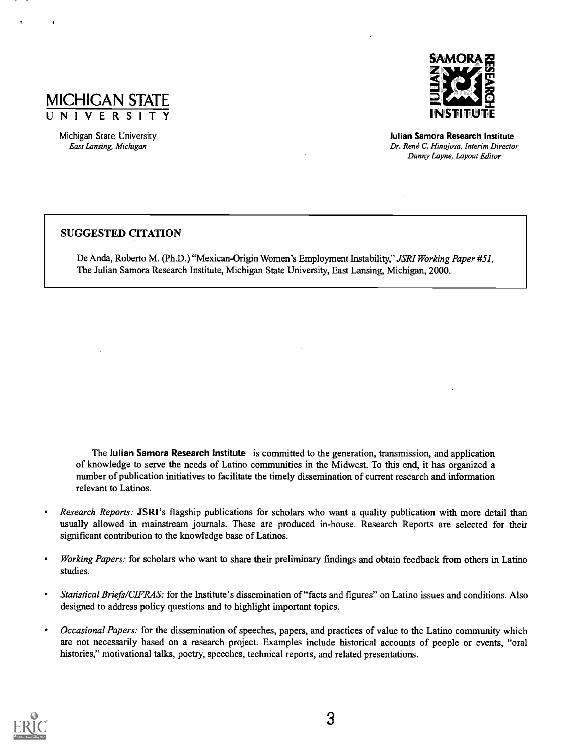MICHIGAN STATE UNIVERSITY

Michigan State University
*East Lansing, Michigan*

**Julian Samora Research Institute**
*Dr. René C. Hinojosa, Interim Director*
*Danny Layne, Layout Editor*

## SUGGESTED CITATION

De Anda, Roberto M. (Ph.D.) "Mexican-Origin Women's Employment Instability," *JSRI Working Paper #51*, The Julian Samora Research Institute, Michigan State University, East Lansing, Michigan, 2000.

The **Julian Samora Research Institute** is committed to the generation, transmission, and application of knowledge to serve the needs of Latino communities in the Midwest. To this end, it has organized a number of publication initiatives to facilitate the timely dissemination of current research and information relevant to Latinos.

- *Research Reports:* **JSRI**'s flagship publications for scholars who want a quality publication with more detail than usually allowed in mainstream journals. These are produced in-house. Research Reports are selected for their significant contribution to the knowledge base of Latinos.
- *Working Papers:* for scholars who want to share their preliminary findings and obtain feedback from others in Latino studies.
- *Statistical Briefs/CIFRAS:* for the Institute's dissemination of "facts and figures" on Latino issues and conditions. Also designed to address policy questions and to highlight important topics.
- *Occasional Papers:* for the dissemination of speeches, papers, and practices of value to the Latino community which are not necessarily based on a research project. Examples include historical accounts of people or events, "oral histories," motivational talks, poetry, speeches, technical reports, and related presentations.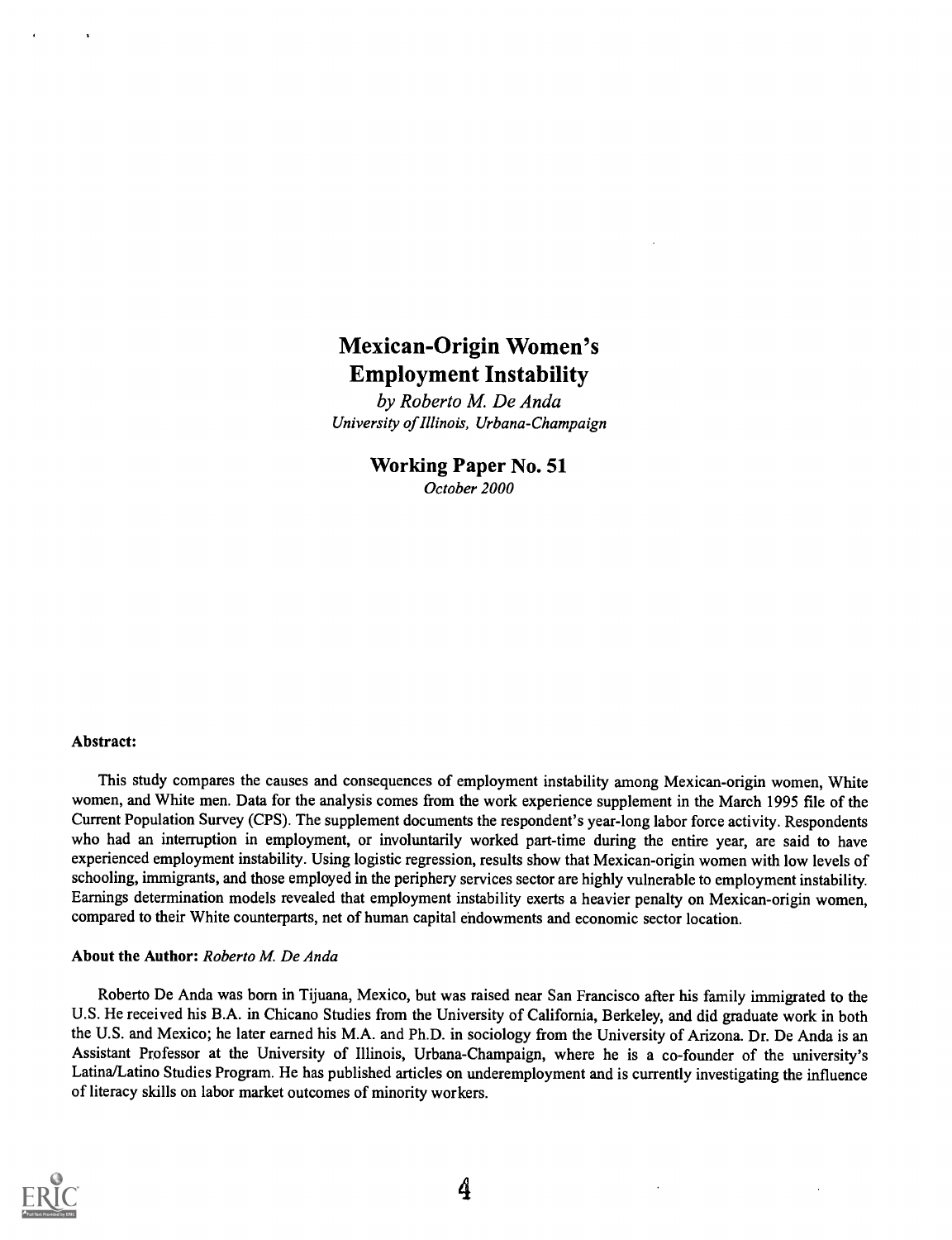# Mexican-Origin Women's Employment Instability

*by Roberto M. De Anda*
*University of Illinois, Urbana-Champaign*

**Working Paper No. 51**
*October 2000*

**Abstract:**

This study compares the causes and consequences of employment instability among Mexican-origin women, White women, and White men. Data for the analysis comes from the work experience supplement in the March 1995 file of the Current Population Survey (CPS). The supplement documents the respondent's year-long labor force activity. Respondents who had an interruption in employment, or involuntarily worked part-time during the entire year, are said to have experienced employment instability. Using logistic regression, results show that Mexican-origin women with low levels of schooling, immigrants, and those employed in the periphery services sector are highly vulnerable to employment instability. Earnings determination models revealed that employment instability exerts a heavier penalty on Mexican-origin women, compared to their White counterparts, net of human capital endowments and economic sector location.

**About the Author:** *Roberto M. De Anda*

Roberto De Anda was born in Tijuana, Mexico, but was raised near San Francisco after his family immigrated to the U.S. He received his B.A. in Chicano Studies from the University of California, Berkeley, and did graduate work in both the U.S. and Mexico; he later earned his M.A. and Ph.D. in sociology from the University of Arizona. Dr. De Anda is an Assistant Professor at the University of Illinois, Urbana-Champaign, where he is a co-founder of the university's Latina/Latino Studies Program. He has published articles on underemployment and is currently investigating the influence of literacy skills on labor market outcomes of minority workers.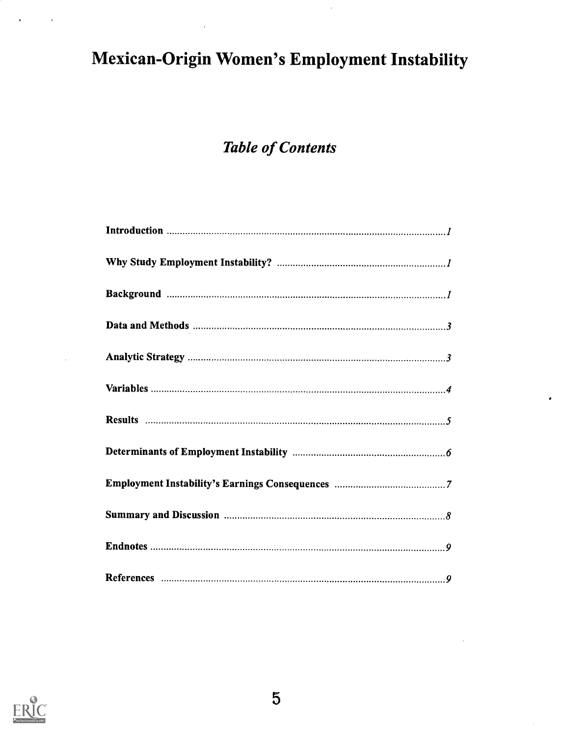# Mexican-Origin Women's Employment Instability

## *Table of Contents*

**Introduction** ........................................................ *1*

**Why Study Employment Instability?** ........................................................ *1*

**Background** ........................................................ *1*

**Data and Methods** ........................................................ *3*

**Analytic Strategy** ........................................................ *3*

**Variables** ........................................................ *4*

**Results** ........................................................ *5*

**Determinants of Employment Instability** ........................................................ *6*

**Employment Instability's Earnings Consequences** ........................................................ *7*

**Summary and Discussion** ........................................................ *8*

**Endnotes** ........................................................ *9*

**References** ........................................................ *9*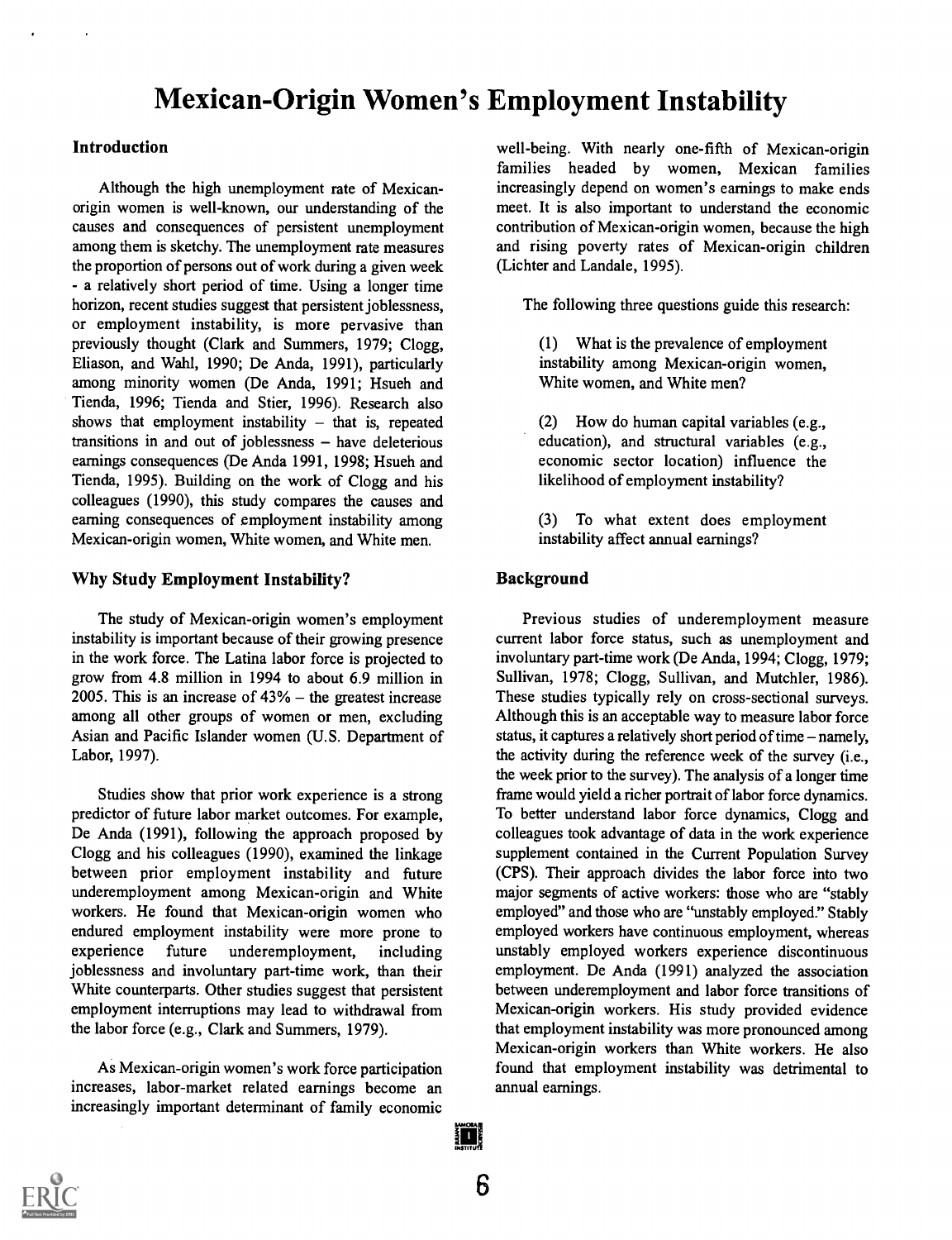# Mexican-Origin Women's Employment Instability

## Introduction

Although the high unemployment rate of Mexican-origin women is well-known, our understanding of the causes and consequences of persistent unemployment among them is sketchy. The unemployment rate measures the proportion of persons out of work during a given week - a relatively short period of time. Using a longer time horizon, recent studies suggest that persistent joblessness, or employment instability, is more pervasive than previously thought (Clark and Summers, 1979; Clogg, Eliason, and Wahl, 1990; De Anda, 1991), particularly among minority women (De Anda, 1991; Hsueh and Tienda, 1996; Tienda and Stier, 1996). Research also shows that employment instability – that is, repeated transitions in and out of joblessness – have deleterious earnings consequences (De Anda 1991, 1998; Hsueh and Tienda, 1995). Building on the work of Clogg and his colleagues (1990), this study compares the causes and earning consequences of employment instability among Mexican-origin women, White women, and White men.

## Why Study Employment Instability?

The study of Mexican-origin women's employment instability is important because of their growing presence in the work force. The Latina labor force is projected to grow from 4.8 million in 1994 to about 6.9 million in 2005. This is an increase of 43% – the greatest increase among all other groups of women or men, excluding Asian and Pacific Islander women (U.S. Department of Labor, 1997).

Studies show that prior work experience is a strong predictor of future labor market outcomes. For example, De Anda (1991), following the approach proposed by Clogg and his colleagues (1990), examined the linkage between prior employment instability and future underemployment among Mexican-origin and White workers. He found that Mexican-origin women who endured employment instability were more prone to experience future underemployment, including joblessness and involuntary part-time work, than their White counterparts. Other studies suggest that persistent employment interruptions may lead to withdrawal from the labor force (e.g., Clark and Summers, 1979).

As Mexican-origin women's work force participation increases, labor-market related earnings become an increasingly important determinant of family economic well-being. With nearly one-fifth of Mexican-origin families headed by women, Mexican families increasingly depend on women's earnings to make ends meet. It is also important to understand the economic contribution of Mexican-origin women, because the high and rising poverty rates of Mexican-origin children (Lichter and Landale, 1995).

The following three questions guide this research:

(1) What is the prevalence of employment instability among Mexican-origin women, White women, and White men?

(2) How do human capital variables (e.g., education), and structural variables (e.g., economic sector location) influence the likelihood of employment instability?

(3) To what extent does employment instability affect annual earnings?

## Background

Previous studies of underemployment measure current labor force status, such as unemployment and involuntary part-time work (De Anda, 1994; Clogg, 1979; Sullivan, 1978; Clogg, Sullivan, and Mutchler, 1986). These studies typically rely on cross-sectional surveys. Although this is an acceptable way to measure labor force status, it captures a relatively short period of time – namely, the activity during the reference week of the survey (i.e., the week prior to the survey). The analysis of a longer time frame would yield a richer portrait of labor force dynamics. To better understand labor force dynamics, Clogg and colleagues took advantage of data in the work experience supplement contained in the Current Population Survey (CPS). Their approach divides the labor force into two major segments of active workers: those who are "stably employed" and those who are "unstably employed." Stably employed workers have continuous employment, whereas unstably employed workers experience discontinuous employment. De Anda (1991) analyzed the association between underemployment and labor force transitions of Mexican-origin workers. His study provided evidence that employment instability was more pronounced among Mexican-origin workers than White workers. He also found that employment instability was detrimental to annual earnings.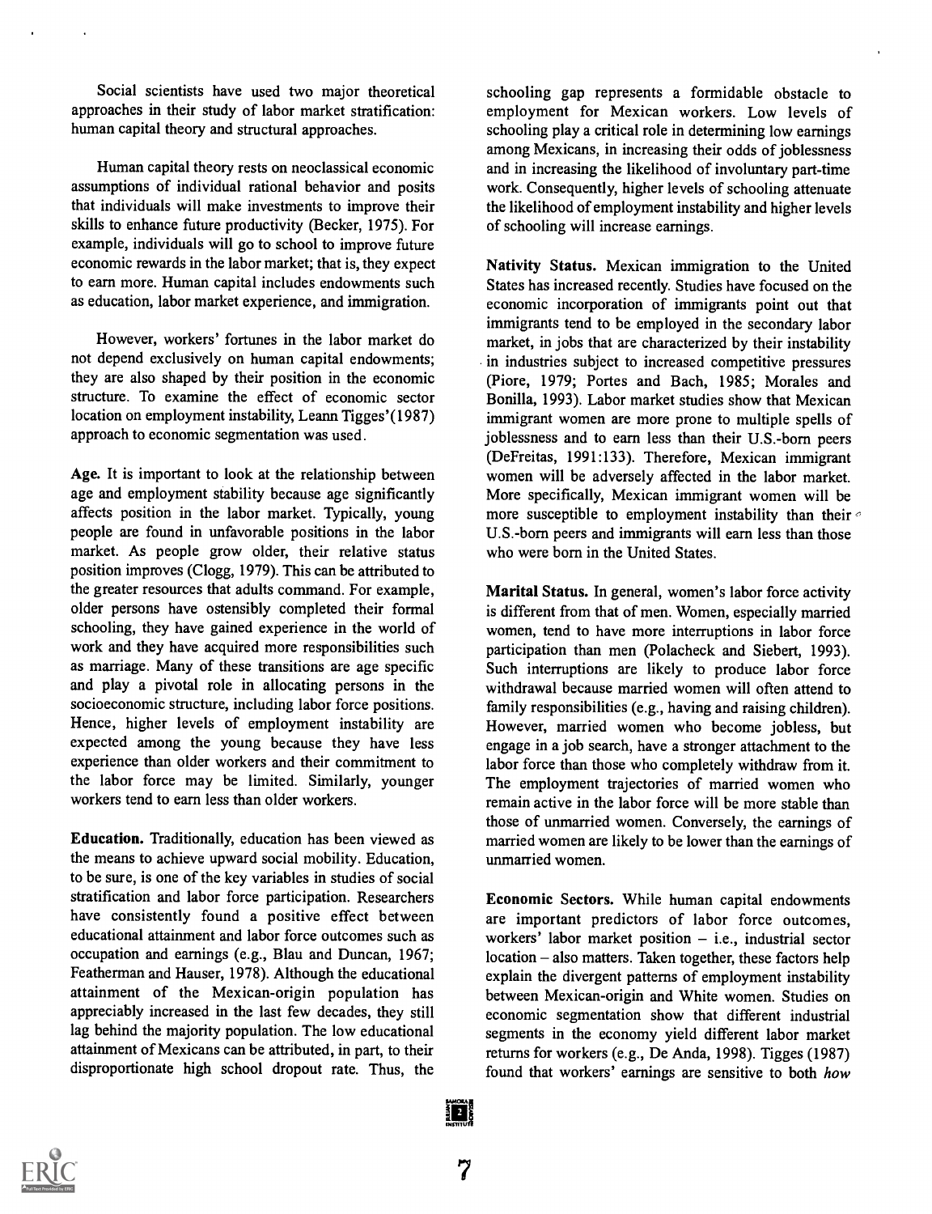Social scientists have used two major theoretical approaches in their study of labor market stratification: human capital theory and structural approaches.

Human capital theory rests on neoclassical economic assumptions of individual rational behavior and posits that individuals will make investments to improve their skills to enhance future productivity (Becker, 1975). For example, individuals will go to school to improve future economic rewards in the labor market; that is, they expect to earn more. Human capital includes endowments such as education, labor market experience, and immigration.

However, workers' fortunes in the labor market do not depend exclusively on human capital endowments; they are also shaped by their position in the economic structure. To examine the effect of economic sector location on employment instability, Leann Tigges'(1987) approach to economic segmentation was used.

**Age.** It is important to look at the relationship between age and employment stability because age significantly affects position in the labor market. Typically, young people are found in unfavorable positions in the labor market. As people grow older, their relative status position improves (Clogg, 1979). This can be attributed to the greater resources that adults command. For example, older persons have ostensibly completed their formal schooling, they have gained experience in the world of work and they have acquired more responsibilities such as marriage. Many of these transitions are age specific and play a pivotal role in allocating persons in the socioeconomic structure, including labor force positions. Hence, higher levels of employment instability are expected among the young because they have less experience than older workers and their commitment to the labor force may be limited. Similarly, younger workers tend to earn less than older workers.

**Education.** Traditionally, education has been viewed as the means to achieve upward social mobility. Education, to be sure, is one of the key variables in studies of social stratification and labor force participation. Researchers have consistently found a positive effect between educational attainment and labor force outcomes such as occupation and earnings (e.g., Blau and Duncan, 1967; Featherman and Hauser, 1978). Although the educational attainment of the Mexican-origin population has appreciably increased in the last few decades, they still lag behind the majority population. The low educational attainment of Mexicans can be attributed, in part, to their disproportionate high school dropout rate. Thus, the schooling gap represents a formidable obstacle to employment for Mexican workers. Low levels of schooling play a critical role in determining low earnings among Mexicans, in increasing their odds of joblessness and in increasing the likelihood of involuntary part-time work. Consequently, higher levels of schooling attenuate the likelihood of employment instability and higher levels of schooling will increase earnings.

**Nativity Status.** Mexican immigration to the United States has increased recently. Studies have focused on the economic incorporation of immigrants point out that immigrants tend to be employed in the secondary labor market, in jobs that are characterized by their instability in industries subject to increased competitive pressures (Piore, 1979; Portes and Bach, 1985; Morales and Bonilla, 1993). Labor market studies show that Mexican immigrant women are more prone to multiple spells of joblessness and to earn less than their U.S.-born peers (DeFreitas, 1991:133). Therefore, Mexican immigrant women will be adversely affected in the labor market. More specifically, Mexican immigrant women will be more susceptible to employment instability than their U.S.-born peers and immigrants will earn less than those who were born in the United States.

**Marital Status.** In general, women's labor force activity is different from that of men. Women, especially married women, tend to have more interruptions in labor force participation than men (Polacheck and Siebert, 1993). Such interruptions are likely to produce labor force withdrawal because married women will often attend to family responsibilities (e.g., having and raising children). However, married women who become jobless, but engage in a job search, have a stronger attachment to the labor force than those who completely withdraw from it. The employment trajectories of married women who remain active in the labor force will be more stable than those of unmarried women. Conversely, the earnings of married women are likely to be lower than the earnings of unmarried women.

**Economic Sectors.** While human capital endowments are important predictors of labor force outcomes, workers' labor market position – i.e., industrial sector location – also matters. Taken together, these factors help explain the divergent patterns of employment instability between Mexican-origin and White women. Studies on economic segmentation show that different industrial segments in the economy yield different labor market returns for workers (e.g., De Anda, 1998). Tigges (1987) found that workers' earnings are sensitive to both *how*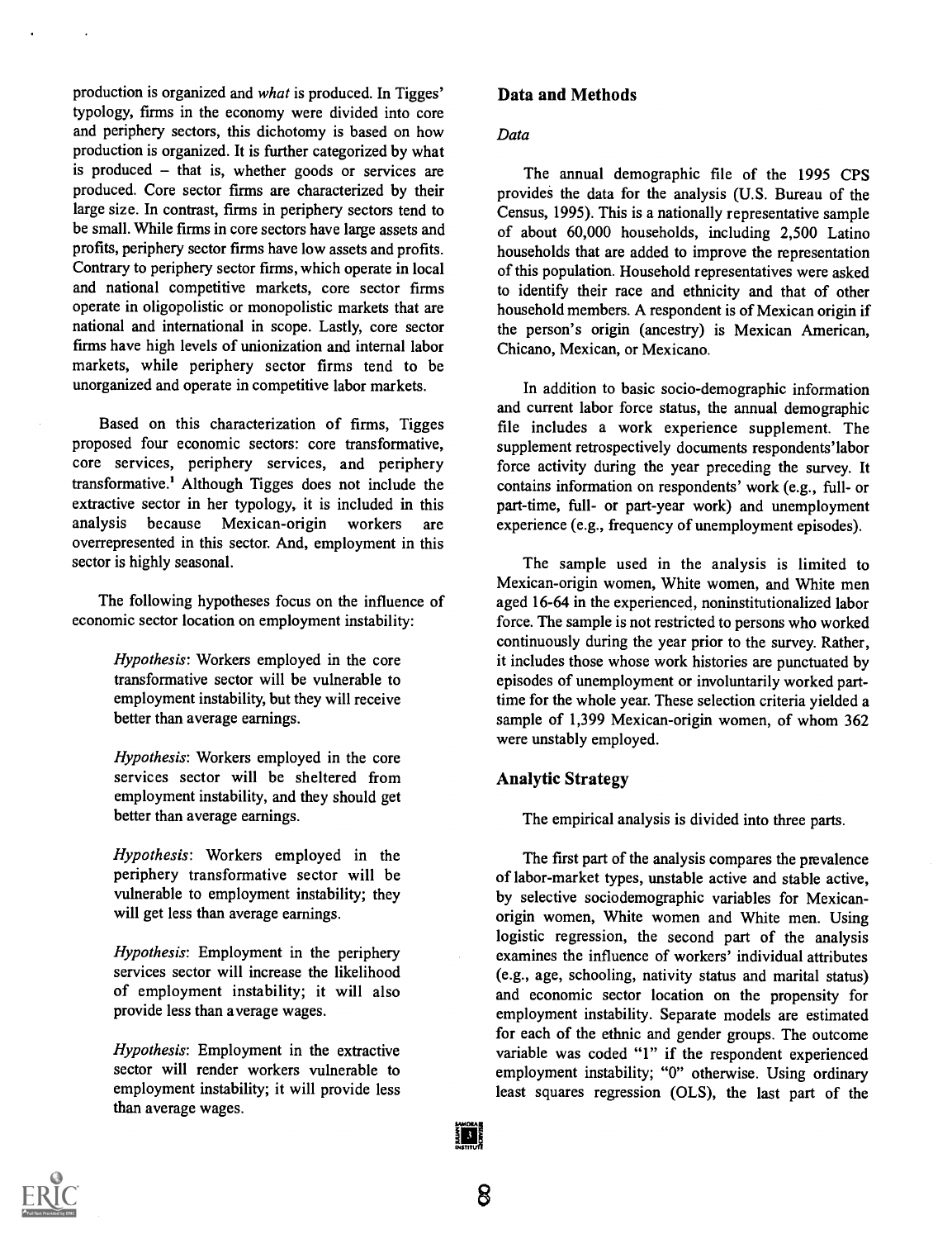production is organized and *what* is produced. In Tigges' typology, firms in the economy were divided into core and periphery sectors, this dichotomy is based on how production is organized. It is further categorized by what is produced – that is, whether goods or services are produced. Core sector firms are characterized by their large size. In contrast, firms in periphery sectors tend to be small. While firms in core sectors have large assets and profits, periphery sector firms have low assets and profits. Contrary to periphery sector firms, which operate in local and national competitive markets, core sector firms operate in oligopolistic or monopolistic markets that are national and international in scope. Lastly, core sector firms have high levels of unionization and internal labor markets, while periphery sector firms tend to be unorganized and operate in competitive labor markets.

Based on this characterization of firms, Tigges proposed four economic sectors: core transformative, core services, periphery services, and periphery transformative.[1] Although Tigges does not include the extractive sector in her typology, it is included in this analysis because Mexican-origin workers are overrepresented in this sector. And, employment in this sector is highly seasonal.

The following hypotheses focus on the influence of economic sector location on employment instability:

> *Hypothesis*: Workers employed in the core transformative sector will be vulnerable to employment instability, but they will receive better than average earnings.
>
> *Hypothesis*: Workers employed in the core services sector will be sheltered from employment instability, and they should get better than average earnings.
>
> *Hypothesis*: Workers employed in the periphery transformative sector will be vulnerable to employment instability; they will get less than average earnings.
>
> *Hypothesis*: Employment in the periphery services sector will increase the likelihood of employment instability; it will also provide less than average wages.
>
> *Hypothesis*: Employment in the extractive sector will render workers vulnerable to employment instability; it will provide less than average wages.

## Data and Methods

### *Data*

The annual demographic file of the 1995 CPS provides the data for the analysis (U.S. Bureau of the Census, 1995). This is a nationally representative sample of about 60,000 households, including 2,500 Latino households that are added to improve the representation of this population. Household representatives were asked to identify their race and ethnicity and that of other household members. A respondent is of Mexican origin if the person's origin (ancestry) is Mexican American, Chicano, Mexican, or Mexicano.

In addition to basic socio-demographic information and current labor force status, the annual demographic file includes a work experience supplement. The supplement retrospectively documents respondents'labor force activity during the year preceding the survey. It contains information on respondents' work (e.g., full- or part-time, full- or part-year work) and unemployment experience (e.g., frequency of unemployment episodes).

The sample used in the analysis is limited to Mexican-origin women, White women, and White men aged 16-64 in the experienced, noninstitutionalized labor force. The sample is not restricted to persons who worked continuously during the year prior to the survey. Rather, it includes those whose work histories are punctuated by episodes of unemployment or involuntarily worked part-time for the whole year. These selection criteria yielded a sample of 1,399 Mexican-origin women, of whom 362 were unstably employed.

## Analytic Strategy

The empirical analysis is divided into three parts.

The first part of the analysis compares the prevalence of labor-market types, unstable active and stable active, by selective sociodemographic variables for Mexican-origin women, White women and White men. Using logistic regression, the second part of the analysis examines the influence of workers' individual attributes (e.g., age, schooling, nativity status and marital status) and economic sector location on the propensity for employment instability. Separate models are estimated for each of the ethnic and gender groups. The outcome variable was coded "1" if the respondent experienced employment instability; "0" otherwise. Using ordinary least squares regression (OLS), the last part of the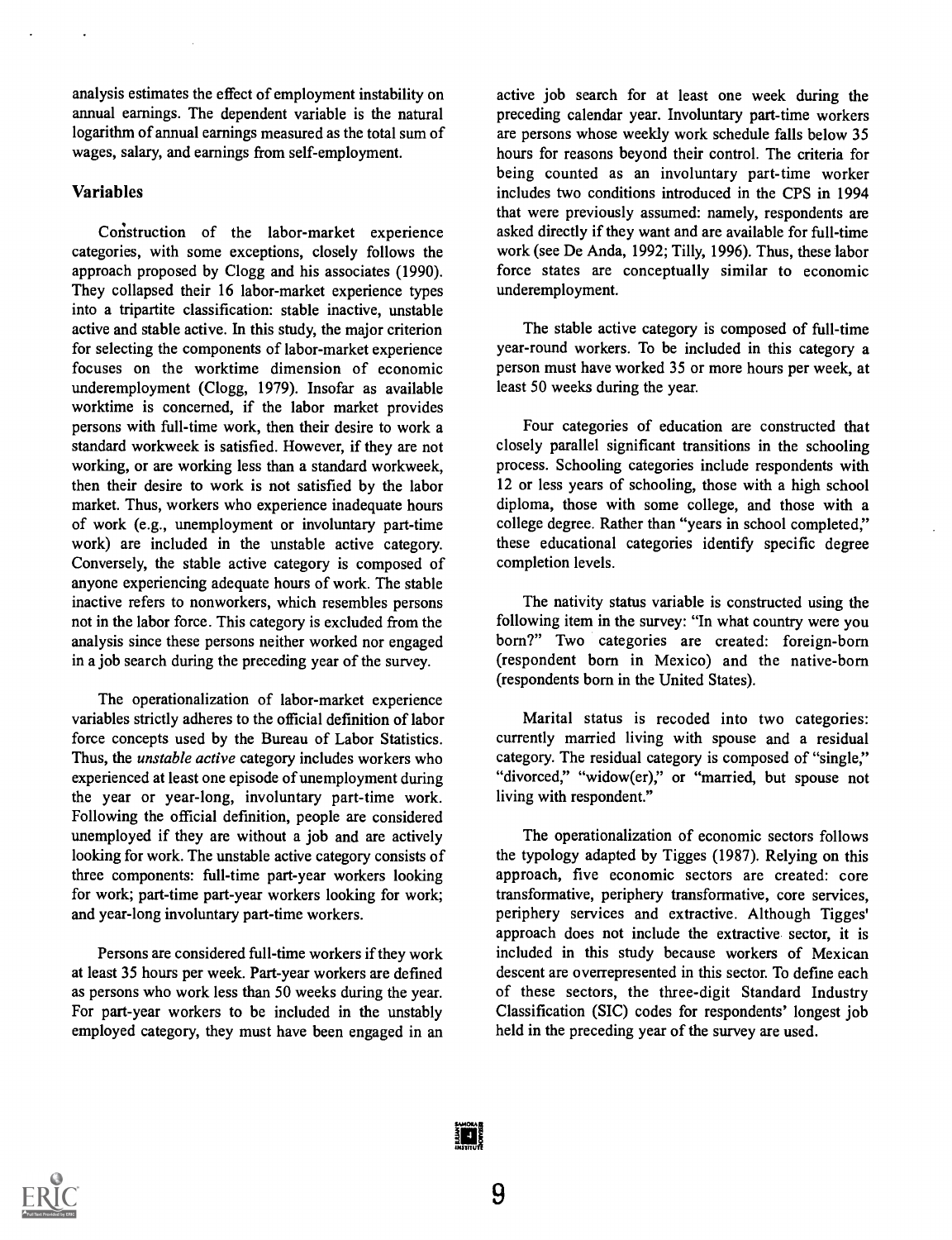analysis estimates the effect of employment instability on annual earnings. The dependent variable is the natural logarithm of annual earnings measured as the total sum of wages, salary, and earnings from self-employment.

## Variables

Construction of the labor-market experience categories, with some exceptions, closely follows the approach proposed by Clogg and his associates (1990). They collapsed their 16 labor-market experience types into a tripartite classification: stable inactive, unstable active and stable active. In this study, the major criterion for selecting the components of labor-market experience focuses on the worktime dimension of economic underemployment (Clogg, 1979). Insofar as available worktime is concerned, if the labor market provides persons with full-time work, then their desire to work a standard workweek is satisfied. However, if they are not working, or are working less than a standard workweek, then their desire to work is not satisfied by the labor market. Thus, workers who experience inadequate hours of work (e.g., unemployment or involuntary part-time work) are included in the unstable active category. Conversely, the stable active category is composed of anyone experiencing adequate hours of work. The stable inactive refers to nonworkers, which resembles persons not in the labor force. This category is excluded from the analysis since these persons neither worked nor engaged in a job search during the preceding year of the survey.

The operationalization of labor-market experience variables strictly adheres to the official definition of labor force concepts used by the Bureau of Labor Statistics. Thus, the *unstable active* category includes workers who experienced at least one episode of unemployment during the year or year-long, involuntary part-time work. Following the official definition, people are considered unemployed if they are without a job and are actively looking for work. The unstable active category consists of three components: full-time part-year workers looking for work; part-time part-year workers looking for work; and year-long involuntary part-time workers.

Persons are considered full-time workers if they work at least 35 hours per week. Part-year workers are defined as persons who work less than 50 weeks during the year. For part-year workers to be included in the unstably employed category, they must have been engaged in an active job search for at least one week during the preceding calendar year. Involuntary part-time workers are persons whose weekly work schedule falls below 35 hours for reasons beyond their control. The criteria for being counted as an involuntary part-time worker includes two conditions introduced in the CPS in 1994 that were previously assumed: namely, respondents are asked directly if they want and are available for full-time work (see De Anda, 1992; Tilly, 1996). Thus, these labor force states are conceptually similar to economic underemployment.

The stable active category is composed of full-time year-round workers. To be included in this category a person must have worked 35 or more hours per week, at least 50 weeks during the year.

Four categories of education are constructed that closely parallel significant transitions in the schooling process. Schooling categories include respondents with 12 or less years of schooling, those with a high school diploma, those with some college, and those with a college degree. Rather than "years in school completed," these educational categories identify specific degree completion levels.

The nativity status variable is constructed using the following item in the survey: "In what country were you born?" Two categories are created: foreign-born (respondent born in Mexico) and the native-born (respondents born in the United States).

Marital status is recoded into two categories: currently married living with spouse and a residual category. The residual category is composed of "single," "divorced," "widow(er)," or "married, but spouse not living with respondent."

The operationalization of economic sectors follows the typology adapted by Tigges (1987). Relying on this approach, five economic sectors are created: core transformative, periphery transformative, core services, periphery services and extractive. Although Tigges' approach does not include the extractive sector, it is included in this study because workers of Mexican descent are overrepresented in this sector. To define each of these sectors, the three-digit Standard Industry Classification (SIC) codes for respondents' longest job held in the preceding year of the survey are used.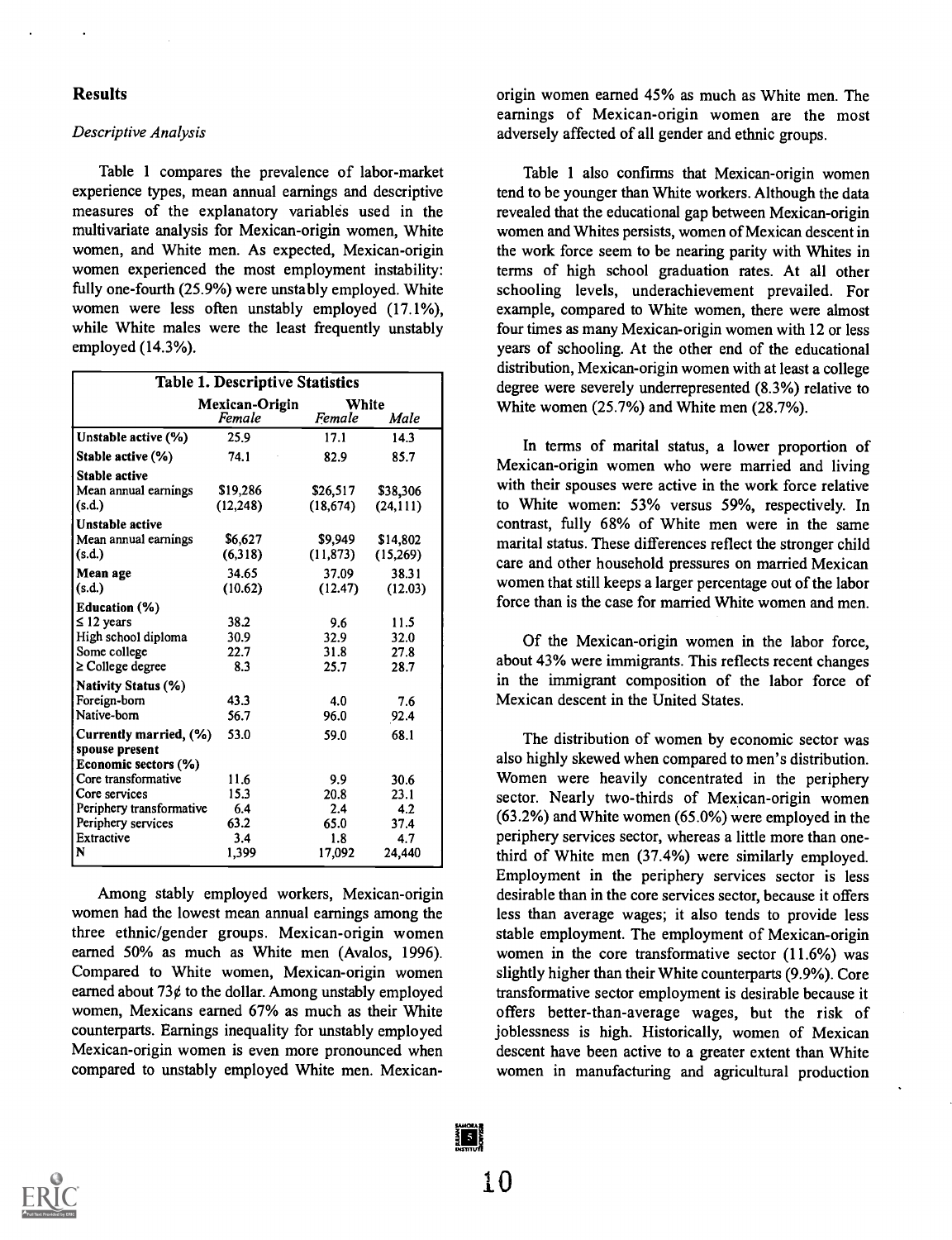## Results

### *Descriptive Analysis*

Table 1 compares the prevalence of labor-market experience types, mean annual earnings and descriptive measures of the explanatory variables used in the multivariate analysis for Mexican-origin women, White women, and White men. As expected, Mexican-origin women experienced the most employment instability: fully one-fourth (25.9%) were unstably employed. White women were less often unstably employed (17.1%), while White males were the least frequently unstably employed (14.3%).

**Table 1. Descriptive Statistics**

| | Mexican-Origin | White | |
|---|---|---|---|
| | *Female* | *Female* | *Male* |
| **Unstable active (%)** | 25.9 | 17.1 | 14.3 |
| **Stable active (%)** | 74.1 | 82.9 | 85.7 |
| **Stable active** | | | |
| Mean annual earnings | $19,286 | $26,517 | $38,306 |
| (s.d.) | (12,248) | (18,674) | (24,111) |
| **Unstable active** | | | |
| Mean annual earnings | $6,627 | $9,949 | $14,802 |
| (s.d.) | (6,318) | (11,873) | (15,269) |
| **Mean age** | 34.65 | 37.09 | 38.31 |
| (s.d.) | (10.62) | (12.47) | (12.03) |
| **Education (%)** | | | |
| ≤ 12 years | 38.2 | 9.6 | 11.5 |
| High school diploma | 30.9 | 32.9 | 32.0 |
| Some college | 22.7 | 31.8 | 27.8 |
| ≥ College degree | 8.3 | 25.7 | 28.7 |
| **Nativity Status (%)** | | | |
| Foreign-born | 43.3 | 4.0 | 7.6 |
| Native-born | 56.7 | 96.0 | 92.4 |
| **Currently married, (%) spouse present** | 53.0 | 59.0 | 68.1 |
| **Economic sectors (%)** | | | |
| Core transformative | 11.6 | 9.9 | 30.6 |
| Core services | 15.3 | 20.8 | 23.1 |
| Periphery transformative | 6.4 | 2.4 | 4.2 |
| Periphery services | 63.2 | 65.0 | 37.4 |
| Extractive | 3.4 | 1.8 | 4.7 |
| **N** | 1,399 | 17,092 | 24,440 |

Among stably employed workers, Mexican-origin women had the lowest mean annual earnings among the three ethnic/gender groups. Mexican-origin women earned 50% as much as White men (Avalos, 1996). Compared to White women, Mexican-origin women earned about 73¢ to the dollar. Among unstably employed women, Mexicans earned 67% as much as their White counterparts. Earnings inequality for unstably employed Mexican-origin women is even more pronounced when compared to unstably employed White men. Mexican-origin women earned 45% as much as White men. The earnings of Mexican-origin women are the most adversely affected of all gender and ethnic groups.

Table 1 also confirms that Mexican-origin women tend to be younger than White workers. Although the data revealed that the educational gap between Mexican-origin women and Whites persists, women of Mexican descent in the work force seem to be nearing parity with Whites in terms of high school graduation rates. At all other schooling levels, underachievement prevailed. For example, compared to White women, there were almost four times as many Mexican-origin women with 12 or less years of schooling. At the other end of the educational distribution, Mexican-origin women with at least a college degree were severely underrepresented (8.3%) relative to White women (25.7%) and White men (28.7%).

In terms of marital status, a lower proportion of Mexican-origin women who were married and living with their spouses were active in the work force relative to White women: 53% versus 59%, respectively. In contrast, fully 68% of White men were in the same marital status. These differences reflect the stronger child care and other household pressures on married Mexican women that still keeps a larger percentage out of the labor force than is the case for married White women and men.

Of the Mexican-origin women in the labor force, about 43% were immigrants. This reflects recent changes in the immigrant composition of the labor force of Mexican descent in the United States.

The distribution of women by economic sector was also highly skewed when compared to men's distribution. Women were heavily concentrated in the periphery sector. Nearly two-thirds of Mexican-origin women (63.2%) and White women (65.0%) were employed in the periphery services sector, whereas a little more than one-third of White men (37.4%) were similarly employed. Employment in the periphery services sector is less desirable than in the core services sector, because it offers less than average wages; it also tends to provide less stable employment. The employment of Mexican-origin women in the core transformative sector (11.6%) was slightly higher than their White counterparts (9.9%). Core transformative sector employment is desirable because it offers better-than-average wages, but the risk of joblessness is high. Historically, women of Mexican descent have been active to a greater extent than White women in manufacturing and agricultural production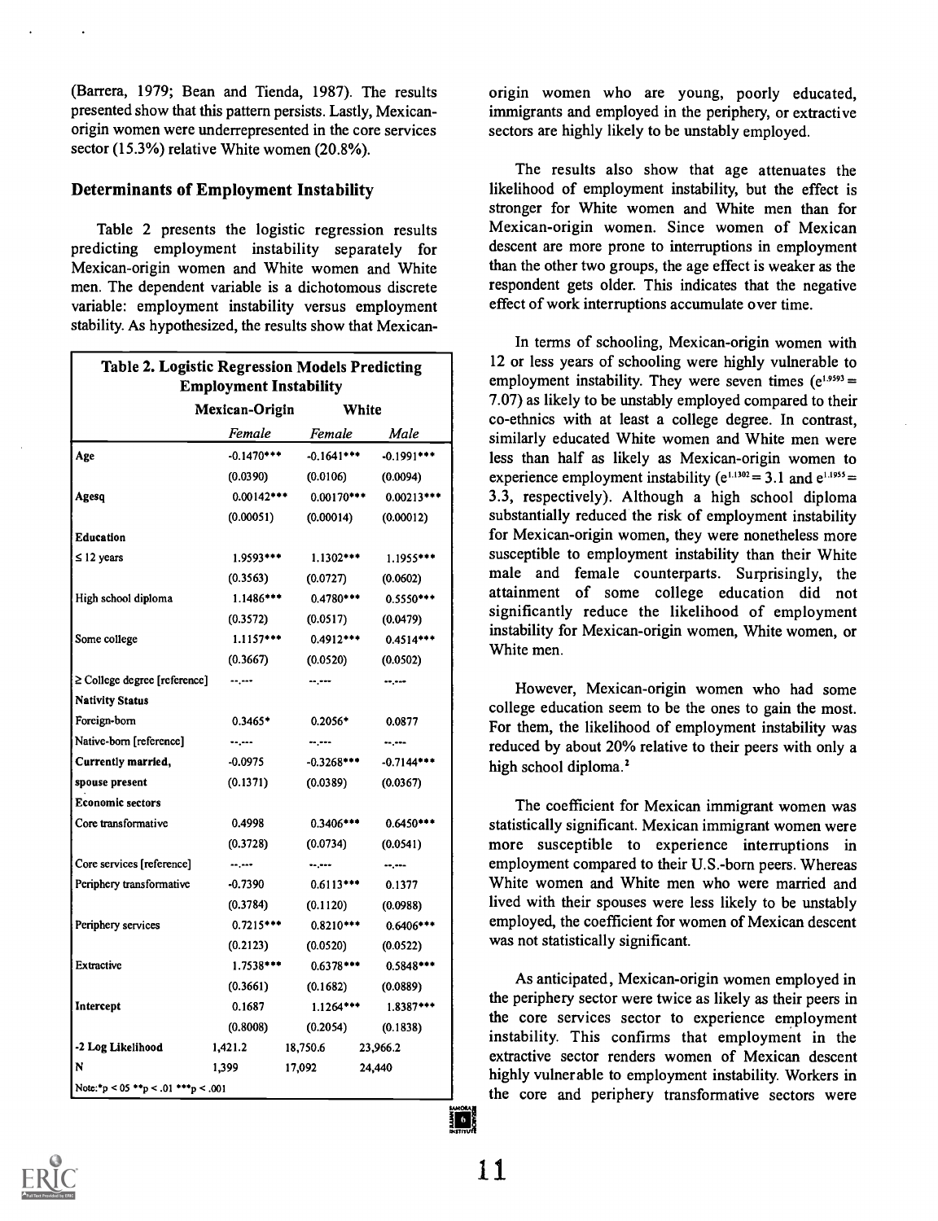(Barrera, 1979; Bean and Tienda, 1987). The results presented show that this pattern persists. Lastly, Mexican-origin women were underrepresented in the core services sector (15.3%) relative White women (20.8%).

## Determinants of Employment Instability

Table 2 presents the logistic regression results predicting employment instability separately for Mexican-origin women and White women and White men. The dependent variable is a dichotomous discrete variable: employment instability versus employment stability. As hypothesized, the results show that Mexican-origin women who are young, poorly educated, immigrants and employed in the periphery, or extractive sectors are highly likely to be unstably employed.

**Table 2. Logistic Regression Models Predicting Employment Instability**

| | Mexican-Origin | White | |
|---|---|---|---|
| | *Female* | *Female* | *Male* |
| Age | -0.1470*** | -0.1641*** | -0.1991*** |
| | (0.0390) | (0.0106) | (0.0094) |
| Agesq | 0.00142*** | 0.00170*** | 0.00213*** |
| | (0.00051) | (0.00014) | (0.00012) |
| **Education** | | | |
| ≤ 12 years | 1.9593*** | 1.1302*** | 1.1955*** |
| | (0.3563) | (0.0727) | (0.0602) |
| High school diploma | 1.1486*** | 0.4780*** | 0.5550*** |
| | (0.3572) | (0.0517) | (0.0479) |
| Some college | 1.1157*** | 0.4912*** | 0.4514*** |
| | (0.3667) | (0.0520) | (0.0502) |
| ≥ College degree [reference] | --.--- | --.--- | --.--- |
| **Nativity Status** | | | |
| Foreign-born | 0.3465* | 0.2056* | 0.0877 |
| Native-born [reference] | --.--- | --.--- | --.--- |
| **Currently married, spouse present** | -0.0975 | -0.3268*** | -0.7144*** |
| | (0.1371) | (0.0389) | (0.0367) |
| **Economic sectors** | | | |
| Core transformative | 0.4998 | 0.3406*** | 0.6450*** |
| | (0.3728) | (0.0734) | (0.0541) |
| Core services [reference] | --.--- | --.--- | --.--- |
| Periphery transformative | -0.7390 | 0.6113*** | 0.1377 |
| | (0.3784) | (0.1120) | (0.0988) |
| Periphery services | 0.7215*** | 0.8210*** | 0.6406*** |
| | (0.2123) | (0.0520) | (0.0522) |
| Extractive | 1.7538*** | 0.6378*** | 0.5848*** |
| | (0.3661) | (0.1682) | (0.0889) |
| Intercept | 0.1687 | 1.1264*** | 1.8387*** |
| | (0.8008) | (0.2054) | (0.1838) |
| -2 Log Likelihood | 1,421.2 | 18,750.6 | 23,966.2 |
| N | 1,399 | 17,092 | 24,440 |

Note: *p < 05 **p < .01 ***p < .001

The results also show that age attenuates the likelihood of employment instability, but the effect is stronger for White women and White men than for Mexican-origin women. Since women of Mexican descent are more prone to interruptions in employment than the other two groups, the age effect is weaker as the respondent gets older. This indicates that the negative effect of work interruptions accumulate over time.

In terms of schooling, Mexican-origin women with 12 or less years of schooling were highly vulnerable to employment instability. They were seven times ($e^{1.9593} = 7.07$) as likely to be unstably employed compared to their co-ethnics with at least a college degree. In contrast, similarly educated White women and White men were less than half as likely as Mexican-origin women to experience employment instability ($e^{1.1302} = 3.1$ and $e^{1.1955} = 3.3$, respectively). Although a high school diploma substantially reduced the risk of employment instability for Mexican-origin women, they were nonetheless more susceptible to employment instability than their White male and female counterparts. Surprisingly, the attainment of some college education did not significantly reduce the likelihood of employment instability for Mexican-origin women, White women, or White men.

However, Mexican-origin women who had some college education seem to be the ones to gain the most. For them, the likelihood of employment instability was reduced by about 20% relative to their peers with only a high school diploma.[2]

The coefficient for Mexican immigrant women was statistically significant. Mexican immigrant women were more susceptible to experience interruptions in employment compared to their U.S.-born peers. Whereas White women and White men who were married and lived with their spouses were less likely to be unstably employed, the coefficient for women of Mexican descent was not statistically significant.

As anticipated, Mexican-origin women employed in the periphery sector were twice as likely as their peers in the core services sector to experience employment instability. This confirms that employment in the extractive sector renders women of Mexican descent highly vulnerable to employment instability. Workers in the core and periphery transformative sectors were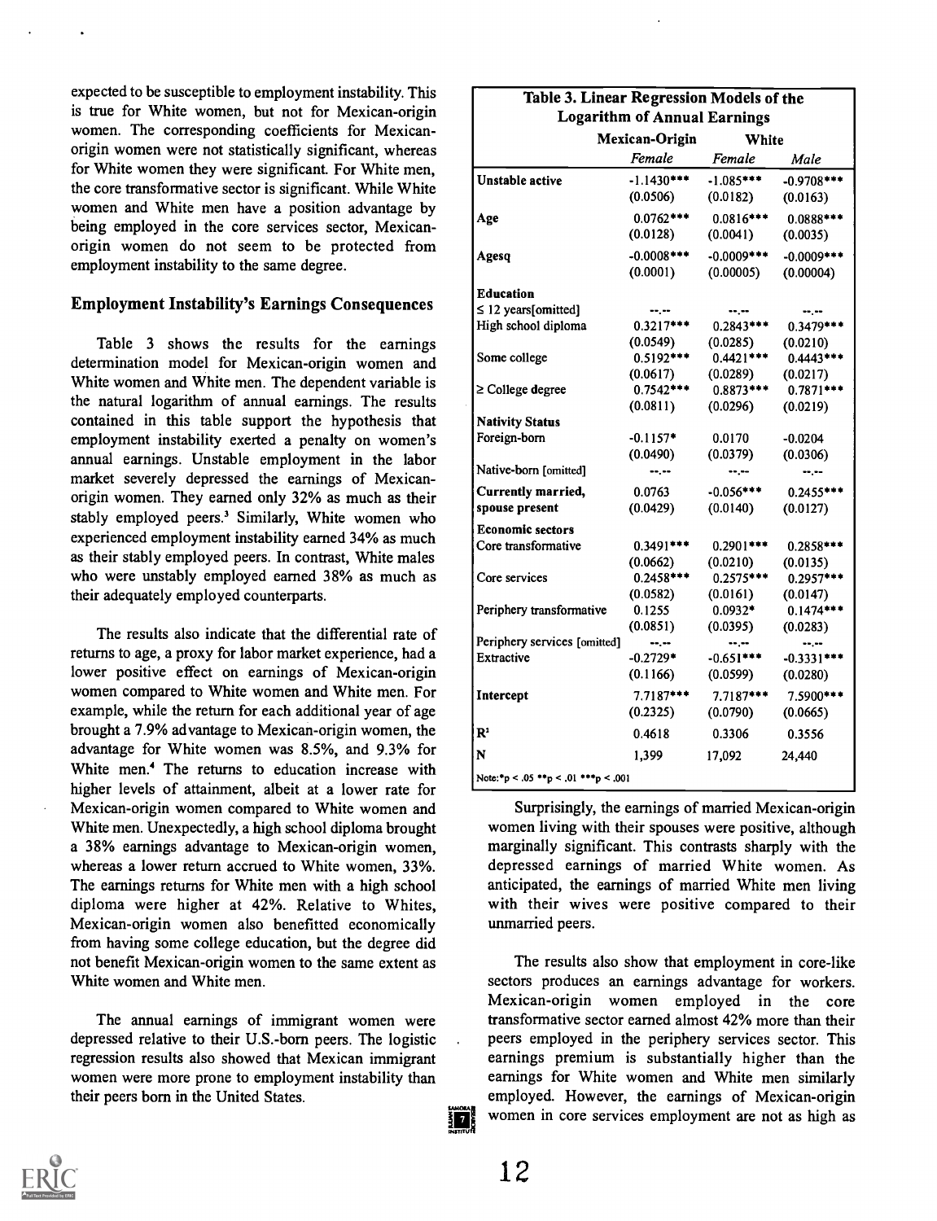expected to be susceptible to employment instability. This is true for White women, but not for Mexican-origin women. The corresponding coefficients for Mexican-origin women were not statistically significant, whereas for White women they were significant. For White men, the core transformative sector is significant. While White women and White men have a position advantage by being employed in the core services sector, Mexican-origin women do not seem to be protected from employment instability to the same degree.

## Employment Instability's Earnings Consequences

Table 3 shows the results for the earnings determination model for Mexican-origin women and White women and White men. The dependent variable is the natural logarithm of annual earnings. The results contained in this table support the hypothesis that employment instability exerted a penalty on women's annual earnings. Unstable employment in the labor market severely depressed the earnings of Mexican-origin women. They earned only 32% as much as their stably employed peers.[3] Similarly, White women who experienced employment instability earned 34% as much as their stably employed peers. In contrast, White males who were unstably employed earned 38% as much as their adequately employed counterparts.

The results also indicate that the differential rate of returns to age, a proxy for labor market experience, had a lower positive effect on earnings of Mexican-origin women compared to White women and White men. For example, while the return for each additional year of age brought a 7.9% advantage to Mexican-origin women, the advantage for White women was 8.5%, and 9.3% for White men.[4] The returns to education increase with higher levels of attainment, albeit at a lower rate for Mexican-origin women compared to White women and White men. Unexpectedly, a high school diploma brought a 38% earnings advantage to Mexican-origin women, whereas a lower return accrued to White women, 33%. The earnings returns for White men with a high school diploma were higher at 42%. Relative to Whites, Mexican-origin women also benefitted economically from having some college education, but the degree did not benefit Mexican-origin women to the same extent as White women and White men.

The annual earnings of immigrant women were depressed relative to their U.S.-born peers. The logistic regression results also showed that Mexican immigrant women were more prone to employment instability than their peers born in the United States.

**Table 3. Linear Regression Models of the Logarithm of Annual Earnings**

| | Mexican-Origin | White | |
|---|---|---|---|
| | *Female* | *Female* | *Male* |
| **Unstable active** | -1.1430*** | -1.085*** | -0.9708*** |
| | (0.0506) | (0.0182) | (0.0163) |
| **Age** | 0.0762*** | 0.0816*** | 0.0888*** |
| | (0.0128) | (0.0041) | (0.0035) |
| **Agesq** | -0.0008*** | -0.0009*** | -0.0009*** |
| | (0.0001) | (0.00005) | (0.00004) |
| **Education** | | | |
| ≤ 12 years[omitted] | --.-- | --.-- | --.-- |
| High school diploma | 0.3217*** | 0.2843*** | 0.3479*** |
| | (0.0549) | (0.0285) | (0.0210) |
| Some college | 0.5192*** | 0.4421*** | 0.4443*** |
| | (0.0617) | (0.0289) | (0.0217) |
| ≥ College degree | 0.7542*** | 0.8873*** | 0.7871*** |
| | (0.0811) | (0.0296) | (0.0219) |
| **Nativity Status** | | | |
| Foreign-born | -0.1157* | 0.0170 | -0.0204 |
| | (0.0490) | (0.0379) | (0.0306) |
| Native-born [omitted] | --.-- | --.-- | --.-- |
| **Currently married, spouse present** | 0.0763 | -0.056*** | 0.2455*** |
| | (0.0429) | (0.0140) | (0.0127) |
| **Economic sectors** | | | |
| Core transformative | 0.3491*** | 0.2901*** | 0.2858*** |
| | (0.0662) | (0.0210) | (0.0135) |
| Core services | 0.2458*** | 0.2575*** | 0.2957*** |
| | (0.0582) | (0.0161) | (0.0147) |
| Periphery transformative | 0.1255 | 0.0932* | 0.1474*** |
| | (0.0851) | (0.0395) | (0.0283) |
| Periphery services [omitted] | --.-- | --.-- | --.-- |
| Extractive | -0.2729* | -0.651*** | -0.3331*** |
| | (0.1166) | (0.0599) | (0.0280) |
| **Intercept** | 7.7187*** | 7.7187*** | 7.5900*** |
| | (0.2325) | (0.0790) | (0.0665) |
| $R^2$ | 0.4618 | 0.3306 | 0.3556 |
| N | 1,399 | 17,092 | 24,440 |

Note: *p < .05 **p < .01 ***p < .001

Surprisingly, the earnings of married Mexican-origin women living with their spouses were positive, although marginally significant. This contrasts sharply with the depressed earnings of married White women. As anticipated, the earnings of married White men living with their wives were positive compared to their unmarried peers.

The results also show that employment in core-like sectors produces an earnings advantage for workers. Mexican-origin women employed in the core transformative sector earned almost 42% more than their peers employed in the periphery services sector. This earnings premium is substantially higher than the earnings for White women and White men similarly employed. However, the earnings of Mexican-origin women in core services employment are not as high as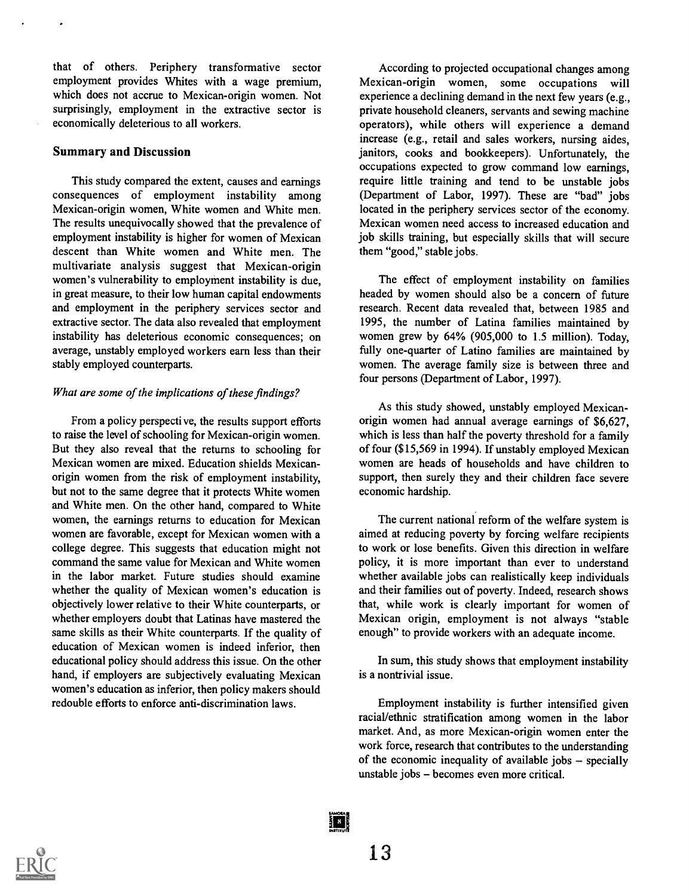that of others. Periphery transformative sector employment provides Whites with a wage premium, which does not accrue to Mexican-origin women. Not surprisingly, employment in the extractive sector is economically deleterious to all workers.

## Summary and Discussion

This study compared the extent, causes and earnings consequences of employment instability among Mexican-origin women, White women and White men. The results unequivocally showed that the prevalence of employment instability is higher for women of Mexican descent than White women and White men. The multivariate analysis suggest that Mexican-origin women's vulnerability to employment instability is due, in great measure, to their low human capital endowments and employment in the periphery services sector and extractive sector. The data also revealed that employment instability has deleterious economic consequences; on average, unstably employed workers earn less than their stably employed counterparts.

*What are some of the implications of these findings?*

From a policy perspective, the results support efforts to raise the level of schooling for Mexican-origin women. But they also reveal that the returns to schooling for Mexican women are mixed. Education shields Mexican-origin women from the risk of employment instability, but not to the same degree that it protects White women and White men. On the other hand, compared to White women, the earnings returns to education for Mexican women are favorable, except for Mexican women with a college degree. This suggests that education might not command the same value for Mexican and White women in the labor market. Future studies should examine whether the quality of Mexican women's education is objectively lower relative to their White counterparts, or whether employers doubt that Latinas have mastered the same skills as their White counterparts. If the quality of education of Mexican women is indeed inferior, then educational policy should address this issue. On the other hand, if employers are subjectively evaluating Mexican women's education as inferior, then policy makers should redouble efforts to enforce anti-discrimination laws.

According to projected occupational changes among Mexican-origin women, some occupations will experience a declining demand in the next few years (e.g., private household cleaners, servants and sewing machine operators), while others will experience a demand increase (e.g., retail and sales workers, nursing aides, janitors, cooks and bookkeepers). Unfortunately, the occupations expected to grow command low earnings, require little training and tend to be unstable jobs (Department of Labor, 1997). These are "bad" jobs located in the periphery services sector of the economy. Mexican women need access to increased education and job skills training, but especially skills that will secure them "good," stable jobs.

The effect of employment instability on families headed by women should also be a concern of future research. Recent data revealed that, between 1985 and 1995, the number of Latina families maintained by women grew by 64% (905,000 to 1.5 million). Today, fully one-quarter of Latino families are maintained by women. The average family size is between three and four persons (Department of Labor, 1997).

As this study showed, unstably employed Mexican-origin women had annual average earnings of $6,627, which is less than half the poverty threshold for a family of four ($15,569 in 1994). If unstably employed Mexican women are heads of households and have children to support, then surely they and their children face severe economic hardship.

The current national reform of the welfare system is aimed at reducing poverty by forcing welfare recipients to work or lose benefits. Given this direction in welfare policy, it is more important than ever to understand whether available jobs can realistically keep individuals and their families out of poverty. Indeed, research shows that, while work is clearly important for women of Mexican origin, employment is not always "stable enough" to provide workers with an adequate income.

In sum, this study shows that employment instability is a nontrivial issue.

Employment instability is further intensified given racial/ethnic stratification among women in the labor market. And, as more Mexican-origin women enter the work force, research that contributes to the understanding of the economic inequality of available jobs – specially unstable jobs – becomes even more critical.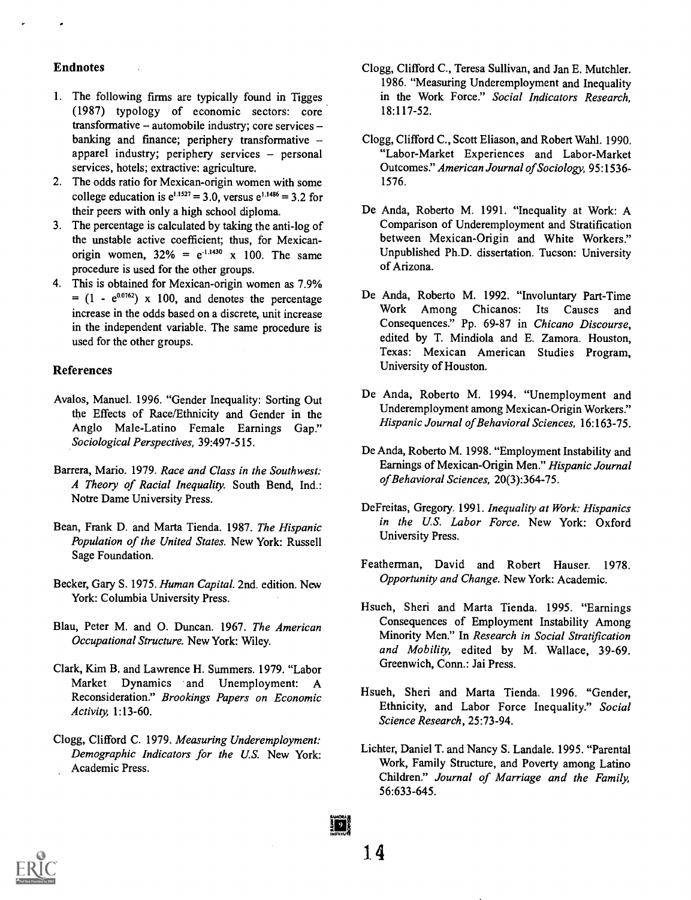## Endnotes

1. The following firms are typically found in Tigges (1987) typology of economic sectors: core transformative – automobile industry; core services – banking and finance; periphery transformative – apparel industry; periphery services – personal services, hotels; extractive: agriculture.
2. The odds ratio for Mexican-origin women with some college education is $e^{1.1527} = 3.0$, versus $e^{1.1486} = 3.2$ for their peers with only a high school diploma.
3. The percentage is calculated by taking the anti-log of the unstable active coefficient; thus, for Mexican-origin women, $32\% = e^{-1.1430} \times 100$. The same procedure is used for the other groups.
4. This is obtained for Mexican-origin women as $7.9\% = (1 - e^{0.0762}) \times 100$, and denotes the percentage increase in the odds based on a discrete, unit increase in the independent variable. The same procedure is used for the other groups.

## References

Avalos, Manuel. 1996. "Gender Inequality: Sorting Out the Effects of Race/Ethnicity and Gender in the Anglo Male-Latino Female Earnings Gap." *Sociological Perspectives*, 39:497-515.

Barrera, Mario. 1979. *Race and Class in the Southwest: A Theory of Racial Inequality.* South Bend, Ind.: Notre Dame University Press.

Bean, Frank D. and Marta Tienda. 1987. *The Hispanic Population of the United States.* New York: Russell Sage Foundation.

Becker, Gary S. 1975. *Human Capital.* 2nd. edition. New York: Columbia University Press.

Blau, Peter M. and O. Duncan. 1967. *The American Occupational Structure.* New York: Wiley.

Clark, Kim B. and Lawrence H. Summers. 1979. "Labor Market Dynamics and Unemployment: A Reconsideration." *Brookings Papers on Economic Activity,* 1:13-60.

Clogg, Clifford C. 1979. *Measuring Underemployment: Demographic Indicators for the U.S.* New York: Academic Press.

Clogg, Clifford C., Teresa Sullivan, and Jan E. Mutchler. 1986. "Measuring Underemployment and Inequality in the Work Force." *Social Indicators Research,* 18:117-52.

Clogg, Clifford C., Scott Eliason, and Robert Wahl. 1990. "Labor-Market Experiences and Labor-Market Outcomes." *American Journal of Sociology,* 95:1536-1576.

De Anda, Roberto M. 1991. "Inequality at Work: A Comparison of Underemployment and Stratification between Mexican-Origin and White Workers." Unpublished Ph.D. dissertation. Tucson: University of Arizona.

De Anda, Roberto M. 1992. "Involuntary Part-Time Work Among Chicanos: Its Causes and Consequences." Pp. 69-87 in *Chicano Discourse,* edited by T. Mindiola and E. Zamora. Houston, Texas: Mexican American Studies Program, University of Houston.

De Anda, Roberto M. 1994. "Unemployment and Underemployment among Mexican-Origin Workers." *Hispanic Journal of Behavioral Sciences,* 16:163-75.

De Anda, Roberto M. 1998. "Employment Instability and Earnings of Mexican-Origin Men." *Hispanic Journal of Behavioral Sciences,* 20(3):364-75.

DeFreitas, Gregory. 1991. *Inequality at Work: Hispanics in the U.S. Labor Force.* New York: Oxford University Press.

Featherman, David and Robert Hauser. 1978. *Opportunity and Change.* New York: Academic.

Hsueh, Sheri and Marta Tienda. 1995. "Earnings Consequences of Employment Instability Among Minority Men." In *Research in Social Stratification and Mobility,* edited by M. Wallace, 39-69. Greenwich, Conn.: Jai Press.

Hsueh, Sheri and Marta Tienda. 1996. "Gender, Ethnicity, and Labor Force Inequality." *Social Science Research*, 25:73-94.

Lichter, Daniel T. and Nancy S. Landale. 1995. "Parental Work, Family Structure, and Poverty among Latino Children." *Journal of Marriage and the Family,* 56:633-645.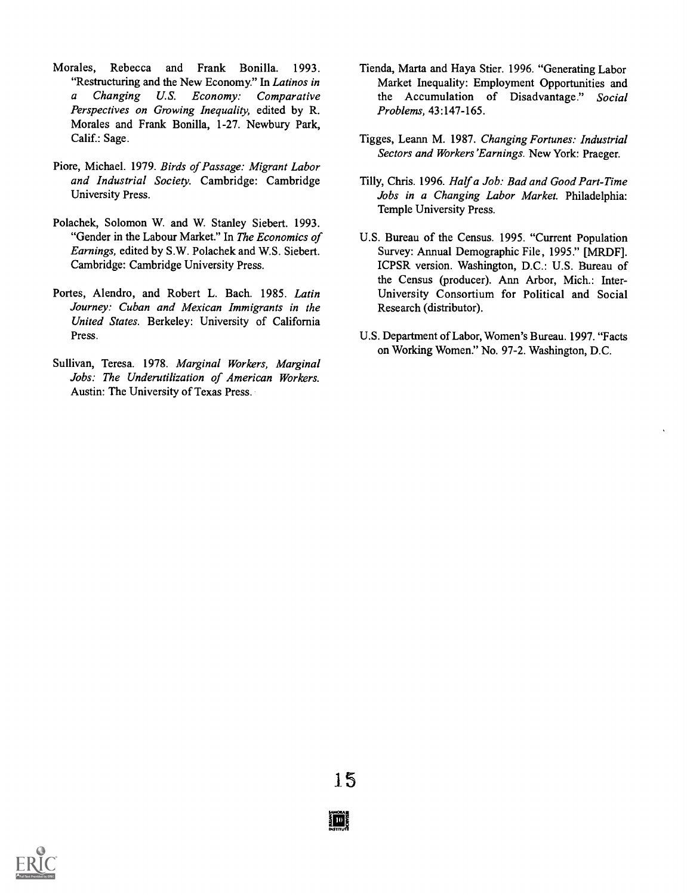Morales, Rebecca and Frank Bonilla. 1993. "Restructuring and the New Economy." In *Latinos in a Changing U.S. Economy: Comparative Perspectives on Growing Inequality*, edited by R. Morales and Frank Bonilla, 1-27. Newbury Park, Calif.: Sage.

Piore, Michael. 1979. *Birds of Passage: Migrant Labor and Industrial Society*. Cambridge: Cambridge University Press.

Polachek, Solomon W. and W. Stanley Siebert. 1993. "Gender in the Labour Market." In *The Economics of Earnings*, edited by S.W. Polachek and W.S. Siebert. Cambridge: Cambridge University Press.

Portes, Alendro, and Robert L. Bach. 1985. *Latin Journey: Cuban and Mexican Immigrants in the United States*. Berkeley: University of California Press.

Sullivan, Teresa. 1978. *Marginal Workers, Marginal Jobs: The Underutilization of American Workers*. Austin: The University of Texas Press.

Tienda, Marta and Haya Stier. 1996. "Generating Labor Market Inequality: Employment Opportunities and the Accumulation of Disadvantage." *Social Problems*, 43:147-165.

Tigges, Leann M. 1987. *Changing Fortunes: Industrial Sectors and Workers' Earnings*. New York: Praeger.

Tilly, Chris. 1996. *Half a Job: Bad and Good Part-Time Jobs in a Changing Labor Market*. Philadelphia: Temple University Press.

U.S. Bureau of the Census. 1995. "Current Population Survey: Annual Demographic File, 1995." [MRDF]. ICPSR version. Washington, D.C.: U.S. Bureau of the Census (producer). Ann Arbor, Mich.: Inter-University Consortium for Political and Social Research (distributor).

U.S. Department of Labor, Women's Bureau. 1997. "Facts on Working Women." No. 97-2. Washington, D.C.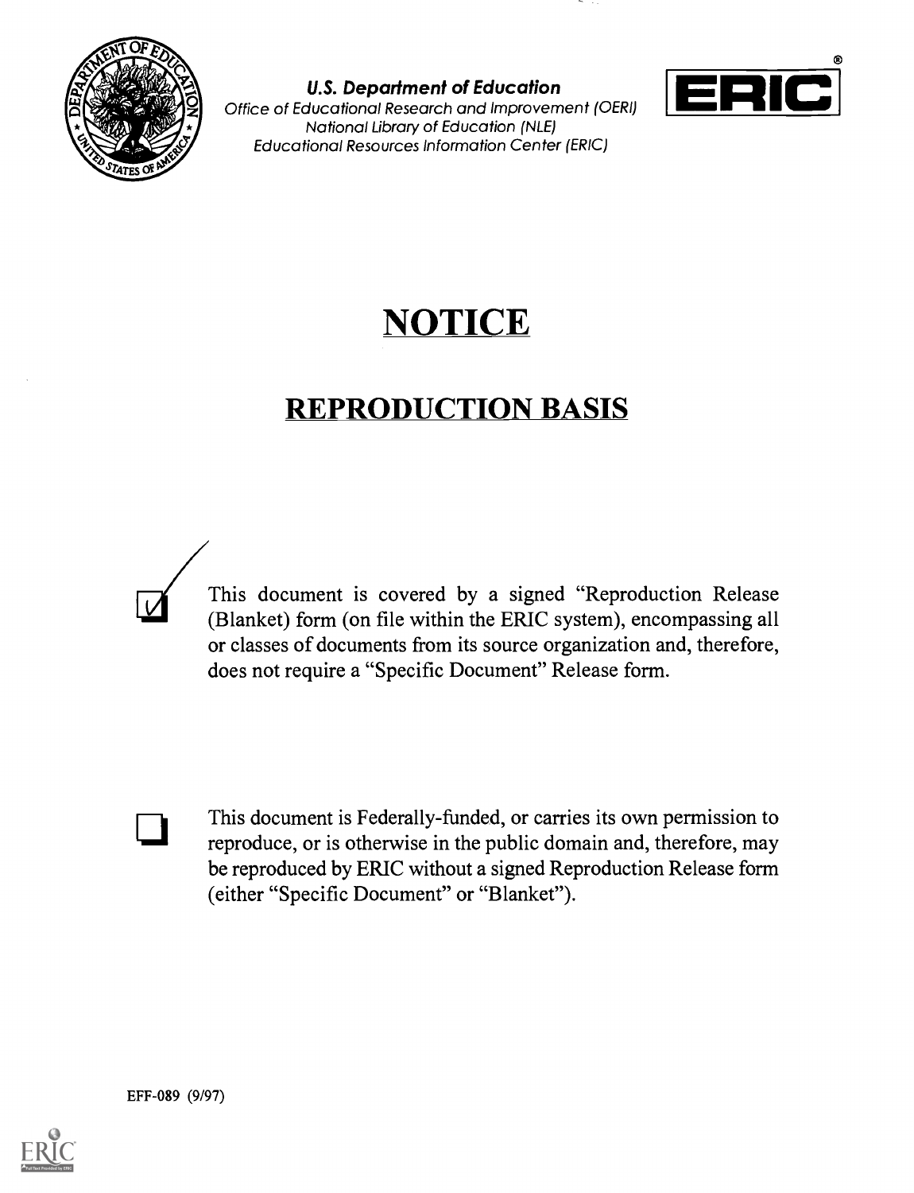**U.S. Department of Education**
*Office of Educational Research and Improvement (OERI)*
*National Library of Education (NLE)*
*Educational Resources Information Center (ERIC)*

ERIC®

# NOTICE

## REPRODUCTION BASIS

☑ This document is covered by a signed "Reproduction Release (Blanket) form (on file within the ERIC system), encompassing all or classes of documents from its source organization and, therefore, does not require a "Specific Document" Release form.

☐ This document is Federally-funded, or carries its own permission to reproduce, or is otherwise in the public domain and, therefore, may be reproduced by ERIC without a signed Reproduction Release form (either "Specific Document" or "Blanket").

EFF-089 (9/97)